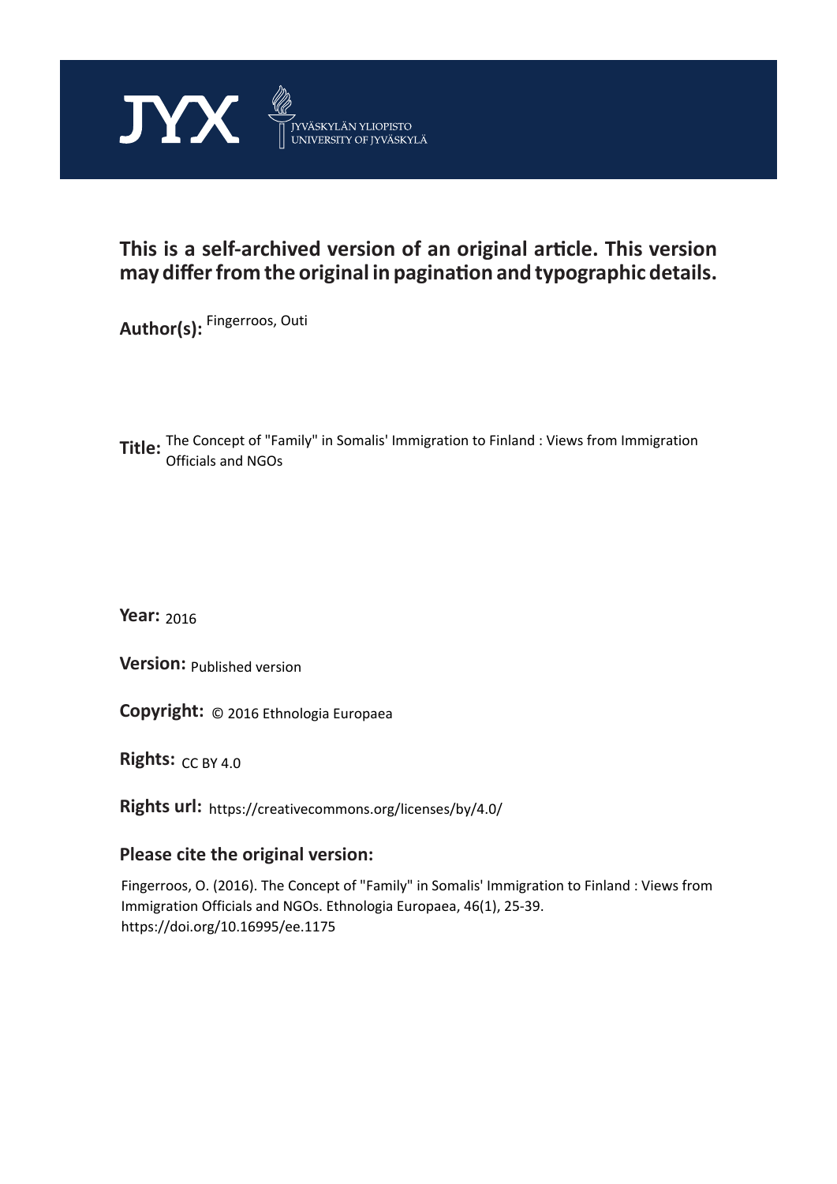JYX JYVÄSKYLÄN YLIOPISTO UNIVERSITY OF JYVÄSKYLÄ

**This is a self-archived version of an original article. This version may differ from the original in pagination and typographic details.**

**Author(s):** Fingerroos, Outi

**Title:** The Concept of "Family" in Somalis' Immigration to Finland : Views from Immigration Officials and NGOs

**Year:** 2016

**Version:** Published version

**Copyright:** © 2016 Ethnologia Europaea

**Rights:** CC BY 4.0

**Rights url:** https://creativecommons.org/licenses/by/4.0/

**Please cite the original version:**

Fingerroos, O. (2016). The Concept of "Family" in Somalis' Immigration to Finland : Views from Immigration Officials and NGOs. Ethnologia Europaea, 46(1), 25-39. https://doi.org/10.16995/ee.1175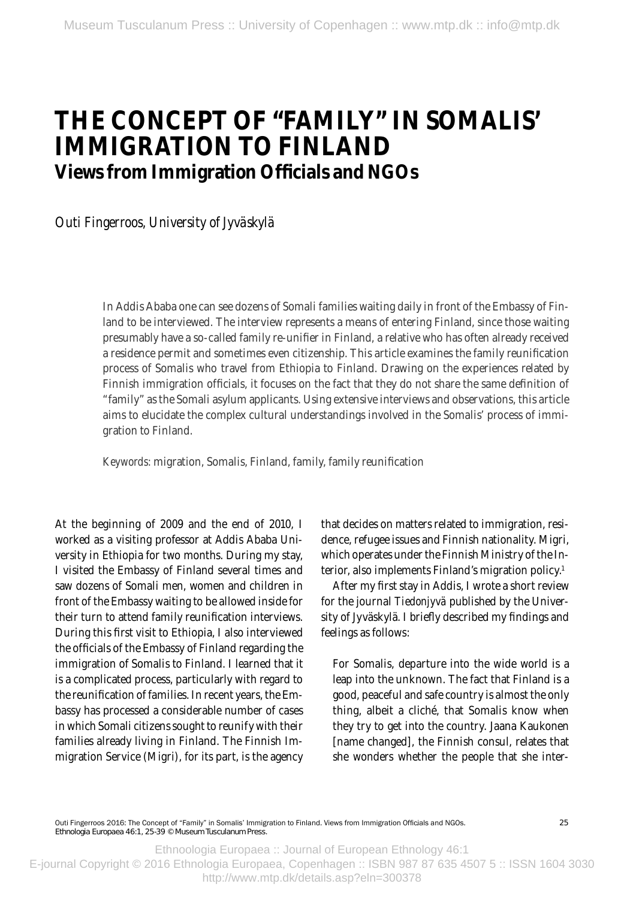# THE CONCEPT OF "FAMILY" IN SOMALIS' IMMIGRATION TO FINLAND

## Views from Immigration Officials and NGOs

Outi Fingerroos, University of Jyväskylä

In Addis Ababa one can see dozens of Somali families waiting daily in front of the Embassy of Finland to be interviewed. The interview represents a means of entering Finland, since those waiting presumably have a so-called family re-unifier in Finland, a relative who has often already received a residence permit and sometimes even citizenship. This article examines the family reunification process of Somalis who travel from Ethiopia to Finland. Drawing on the experiences related by Finnish immigration officials, it focuses on the fact that they do not share the same definition of "family" as the Somali asylum applicants. Using extensive interviews and observations, this article aims to elucidate the complex cultural understandings involved in the Somalis' process of immigration to Finland.

Keywords: migration, Somalis, Finland, family, family reunification

At the beginning of 2009 and the end of 2010, I worked as a visiting professor at Addis Ababa University in Ethiopia for two months. During my stay, I visited the Embassy of Finland several times and saw dozens of Somali men, women and children in front of the Embassy waiting to be allowed inside for their turn to attend family reunification interviews. During this first visit to Ethiopia, I also interviewed the officials of the Embassy of Finland regarding the immigration of Somalis to Finland. I learned that it is a complicated process, particularly with regard to the reunification of families. In recent years, the Embassy has processed a considerable number of cases in which Somali citizens sought to reunify with their families already living in Finland. The Finnish Immigration Service (Migri), for its part, is the agency that decides on matters related to immigration, residence, refugee issues and Finnish nationality. Migri, which operates under the Finnish Ministry of the Interior, also implements Finland's migration policy.[1]

After my first stay in Addis, I wrote a short review for the journal *Tiedonjyvä* published by the University of Jyväskylä. I briefly described my findings and feelings as follows:

> For Somalis, departure into the wide world is a leap into the unknown. The fact that Finland is a good, peaceful and safe country is almost the only thing, albeit a cliché, that Somalis know when they try to get into the country. Jaana Kaukonen [name changed], the Finnish consul, relates that she wonders whether the people that she inter-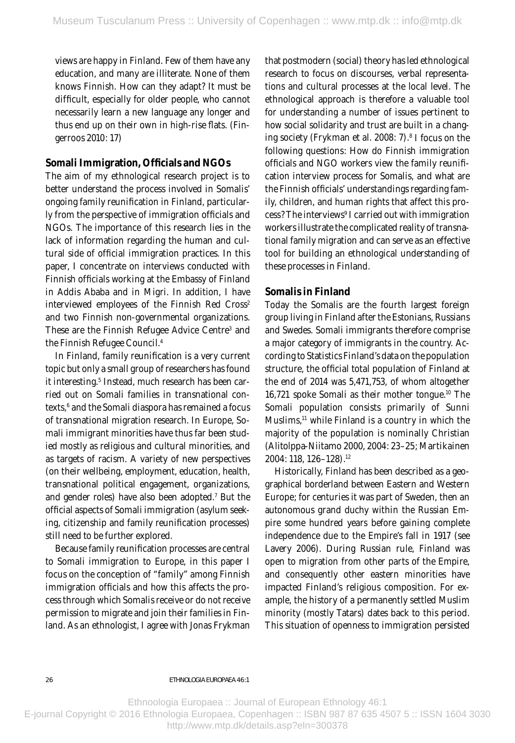views are happy in Finland. Few of them have any education, and many are illiterate. None of them knows Finnish. How can they adapt? It must be difficult, especially for older people, who cannot necessarily learn a new language any longer and thus end up on their own in high-rise flats. (Fingerroos 2010: 17)

## Somali Immigration, Officials and NGOs

The aim of my ethnological research project is to better understand the process involved in Somalis' ongoing family reunification in Finland, particularly from the perspective of immigration officials and NGOs. The importance of this research lies in the lack of information regarding the human and cultural side of official immigration practices. In this paper, I concentrate on interviews conducted with Finnish officials working at the Embassy of Finland in Addis Ababa and in Migri. In addition, I have interviewed employees of the Finnish Red Cross[2] and two Finnish non-governmental organizations. These are the Finnish Refugee Advice Centre[3] and the Finnish Refugee Council.[4]

In Finland, family reunification is a very current topic but only a small group of researchers has found it interesting.[5] Instead, much research has been carried out on Somali families in transnational contexts,[6] and the Somali diaspora has remained a focus of transnational migration research. In Europe, Somali immigrant minorities have thus far been studied mostly as religious and cultural minorities, and as targets of racism. A variety of new perspectives (on their wellbeing, employment, education, health, transnational political engagement, organizations, and gender roles) have also been adopted.[7] But the official aspects of Somali immigration (asylum seeking, citizenship and family reunification processes) still need to be further explored.

Because family reunification processes are central to Somali immigration to Europe, in this paper I focus on the conception of "family" among Finnish immigration officials and how this affects the process through which Somalis receive or do not receive permission to migrate and join their families in Finland. As an ethnologist, I agree with Jonas Frykman that postmodern (social) theory has led ethnological research to focus on discourses, verbal representations and cultural processes at the local level. The ethnological approach is therefore a valuable tool for understanding a number of issues pertinent to how social solidarity and trust are built in a changing society (Frykman et al. 2008: 7).[8] I focus on the following questions: How do Finnish immigration officials and NGO workers view the family reunification interview process for Somalis, and what are the Finnish officials' understandings regarding family, children, and human rights that affect this process? The interviews[9] I carried out with immigration workers illustrate the complicated reality of transnational family migration and can serve as an effective tool for building an ethnological understanding of these processes in Finland.

## Somalis in Finland

Today the Somalis are the fourth largest foreign group living in Finland after the Estonians, Russians and Swedes. Somali immigrants therefore comprise a major category of immigrants in the country. According to Statistics Finland's data on the population structure, the official total population of Finland at the end of 2014 was 5,471,753, of whom altogether 16,721 spoke Somali as their mother tongue.[10] The Somali population consists primarily of Sunni Muslims,[11] while Finland is a country in which the majority of the population is nominally Christian (Alitolppa-Niitamo 2000, 2004: 23–25; Martikainen 2004: 118, 126–128).[12]

Historically, Finland has been described as a geographical borderland between Eastern and Western Europe; for centuries it was part of Sweden, then an autonomous grand duchy within the Russian Empire some hundred years before gaining complete independence due to the Empire's fall in 1917 (see Lavery 2006). During Russian rule, Finland was open to migration from other parts of the Empire, and consequently other eastern minorities have impacted Finland's religious composition. For example, the history of a permanently settled Muslim minority (mostly Tatars) dates back to this period. This situation of openness to immigration persisted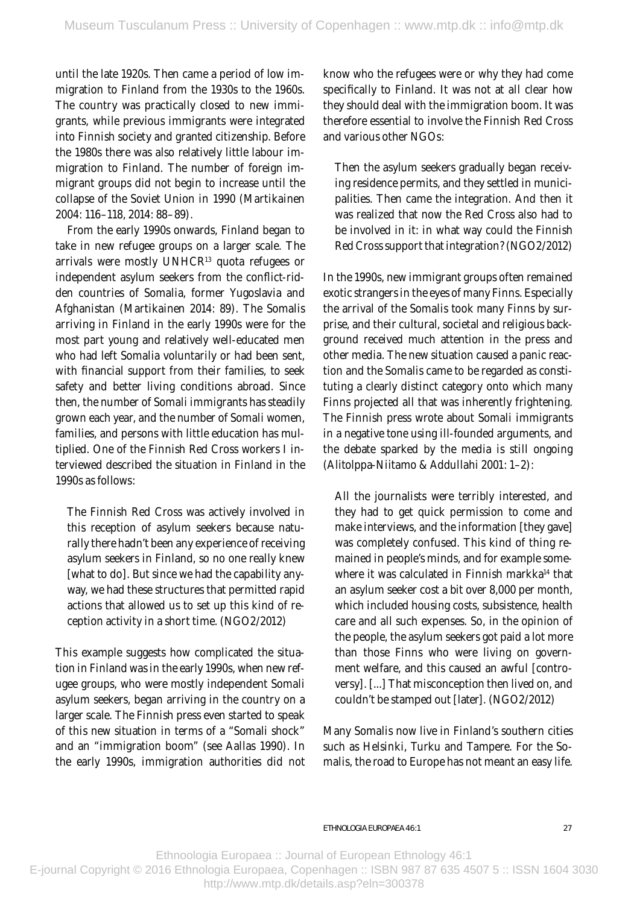until the late 1920s. Then came a period of low immigration to Finland from the 1930s to the 1960s. The country was practically closed to new immigrants, while previous immigrants were integrated into Finnish society and granted citizenship. Before the 1980s there was also relatively little labour immigration to Finland. The number of foreign immigrant groups did not begin to increase until the collapse of the Soviet Union in 1990 (Martikainen 2004: 116–118, 2014: 88–89).

From the early 1990s onwards, Finland began to take in new refugee groups on a larger scale. The arrivals were mostly UNHCR[13] quota refugees or independent asylum seekers from the conflict-ridden countries of Somalia, former Yugoslavia and Afghanistan (Martikainen 2014: 89). The Somalis arriving in Finland in the early 1990s were for the most part young and relatively well-educated men who had left Somalia voluntarily or had been sent, with financial support from their families, to seek safety and better living conditions abroad. Since then, the number of Somali immigrants has steadily grown each year, and the number of Somali women, families, and persons with little education has multiplied. One of the Finnish Red Cross workers I interviewed described the situation in Finland in the 1990s as follows:

> The Finnish Red Cross was actively involved in this reception of asylum seekers because naturally there hadn't been any experience of receiving asylum seekers in Finland, so no one really knew [what to do]. But since we had the capability anyway, we had these structures that permitted rapid actions that allowed us to set up this kind of reception activity in a short time. (NGO2/2012)

This example suggests how complicated the situation in Finland was in the early 1990s, when new refugee groups, who were mostly independent Somali asylum seekers, began arriving in the country on a larger scale. The Finnish press even started to speak of this new situation in terms of a "Somali shock" and an "immigration boom" (see Aallas 1990). In the early 1990s, immigration authorities did not know who the refugees were or why they had come specifically to Finland. It was not at all clear how they should deal with the immigration boom. It was therefore essential to involve the Finnish Red Cross and various other NGOs:

> Then the asylum seekers gradually began receiving residence permits, and they settled in municipalities. Then came the integration. And then it was realized that now the Red Cross also had to be involved in it: in what way could the Finnish Red Cross support that integration? (NGO2/2012)

In the 1990s, new immigrant groups often remained exotic strangers in the eyes of many Finns. Especially the arrival of the Somalis took many Finns by surprise, and their cultural, societal and religious background received much attention in the press and other media. The new situation caused a panic reaction and the Somalis came to be regarded as constituting a clearly distinct category onto which many Finns projected all that was inherently frightening. The Finnish press wrote about Somali immigrants in a negative tone using ill-founded arguments, and the debate sparked by the media is still ongoing (Alitolppa-Niitamo & Addullahi 2001: 1–2):

> All the journalists were terribly interested, and they had to get quick permission to come and make interviews, and the information [they gave] was completely confused. This kind of thing remained in people's minds, and for example somewhere it was calculated in Finnish markka[14] that an asylum seeker cost a bit over 8,000 per month, which included housing costs, subsistence, health care and all such expenses. So, in the opinion of the people, the asylum seekers got paid a lot more than those Finns who were living on government welfare, and this caused an awful [controversy]. [...] That misconception then lived on, and couldn't be stamped out [later]. (NGO2/2012)

Many Somalis now live in Finland's southern cities such as Helsinki, Turku and Tampere. For the Somalis, the road to Europe has not meant an easy life.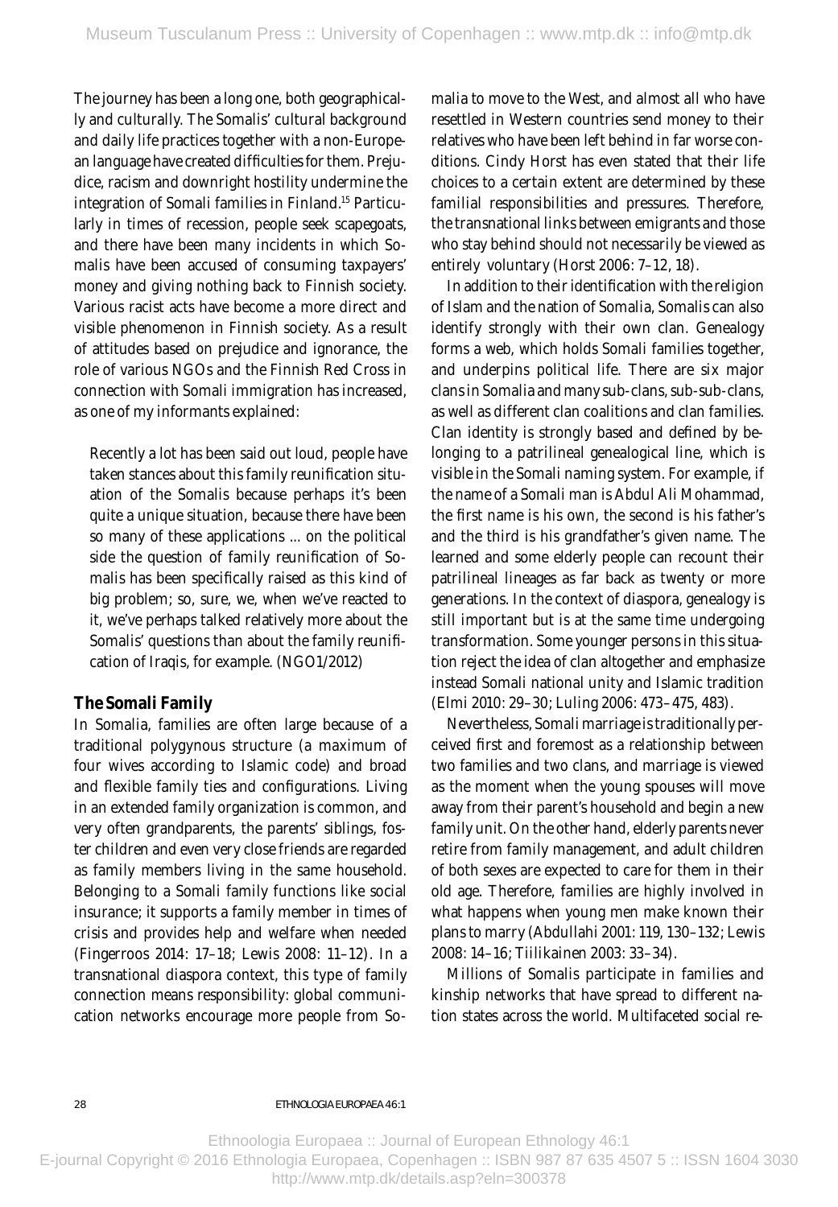The journey has been a long one, both geographically and culturally. The Somalis' cultural background and daily life practices together with a non-European language have created difficulties for them. Prejudice, racism and downright hostility undermine the integration of Somali families in Finland.[15] Particularly in times of recession, people seek scapegoats, and there have been many incidents in which Somalis have been accused of consuming taxpayers' money and giving nothing back to Finnish society. Various racist acts have become a more direct and visible phenomenon in Finnish society. As a result of attitudes based on prejudice and ignorance, the role of various NGOs and the Finnish Red Cross in connection with Somali immigration has increased, as one of my informants explained:

> Recently a lot has been said out loud, people have taken stances about this family reunification situation of the Somalis because perhaps it's been quite a unique situation, because there have been so many of these applications ... on the political side the question of family reunification of Somalis has been specifically raised as this kind of big problem; so, sure, we, when we've reacted to it, we've perhaps talked relatively more about the Somalis' questions than about the family reunification of Iraqis, for example. (NGO1/2012)

## The Somali Family

In Somalia, families are often large because of a traditional polygynous structure (a maximum of four wives according to Islamic code) and broad and flexible family ties and configurations. Living in an extended family organization is common, and very often grandparents, the parents' siblings, foster children and even very close friends are regarded as family members living in the same household. Belonging to a Somali family functions like social insurance; it supports a family member in times of crisis and provides help and welfare when needed (Fingerroos 2014: 17–18; Lewis 2008: 11–12). In a transnational diaspora context, this type of family connection means responsibility: global communication networks encourage more people from Somalia to move to the West, and almost all who have resettled in Western countries send money to their relatives who have been left behind in far worse conditions. Cindy Horst has even stated that their life choices to a certain extent are determined by these familial responsibilities and pressures. Therefore, the transnational links between emigrants and those who stay behind should not necessarily be viewed as entirely voluntary (Horst 2006: 7–12, 18).

In addition to their identification with the religion of Islam and the nation of Somalia, Somalis can also identify strongly with their own clan. Genealogy forms a web, which holds Somali families together, and underpins political life. There are six major clans in Somalia and many sub-clans, sub-sub-clans, as well as different clan coalitions and clan families. Clan identity is strongly based and defined by belonging to a patrilineal genealogical line, which is visible in the Somali naming system. For example, if the name of a Somali man is Abdul Ali Mohammad, the first name is his own, the second is his father's and the third is his grandfather's given name. The learned and some elderly people can recount their patrilineal lineages as far back as twenty or more generations. In the context of diaspora, genealogy is still important but is at the same time undergoing transformation. Some younger persons in this situation reject the idea of clan altogether and emphasize instead Somali national unity and Islamic tradition (Elmi 2010: 29–30; Luling 2006: 473–475, 483).

Nevertheless, Somali marriage is traditionally perceived first and foremost as a relationship between two families and two clans, and marriage is viewed as the moment when the young spouses will move away from their parent's household and begin a new family unit. On the other hand, elderly parents never retire from family management, and adult children of both sexes are expected to care for them in their old age. Therefore, families are highly involved in what happens when young men make known their plans to marry (Abdullahi 2001: 119, 130–132; Lewis 2008: 14–16; Tiilikainen 2003: 33–34).

Millions of Somalis participate in families and kinship networks that have spread to different nation states across the world. Multifaceted social re-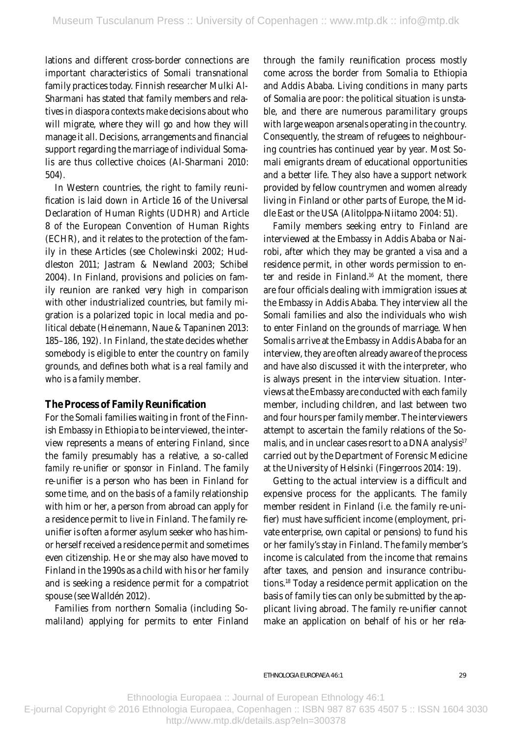lations and different cross-border connections are important characteristics of Somali transnational family practices today. Finnish researcher Mulki Al-Sharmani has stated that family members and relatives in diaspora contexts make decisions about who will migrate, where they will go and how they will manage it all. Decisions, arrangements and financial support regarding the marriage of individual Somalis are thus collective choices (Al-Sharmani 2010: 504).

In Western countries, the right to family reunification is laid down in Article 16 of the Universal Declaration of Human Rights (UDHR) and Article 8 of the European Convention of Human Rights (ECHR), and it relates to the protection of the family in these Articles (see Cholewinski 2002; Huddleston 2011; Jastram & Newland 2003; Schibel 2004). In Finland, provisions and policies on family reunion are ranked very high in comparison with other industrialized countries, but family migration is a polarized topic in local media and political debate (Heinemann, Naue & Tapaninen 2013: 185–186, 192). In Finland, the state decides whether somebody is eligible to enter the country on family grounds, and defines both what is a real family and who is a family member.

## The Process of Family Reunification

For the Somali families waiting in front of the Finnish Embassy in Ethiopia to be interviewed, the interview represents a means of entering Finland, since the family presumably has a relative, a so-called *family re-unifier* or *sponsor* in Finland. The family re-unifier is a person who has been in Finland for some time, and on the basis of a family relationship with him or her, a person from abroad can apply for a residence permit to live in Finland. The family re-unifier is often a former asylum seeker who has him- or herself received a residence permit and sometimes even citizenship. He or she may also have moved to Finland in the 1990s as a child with his or her family and is seeking a residence permit for a compatriot spouse (see Walldén 2012).

Families from northern Somalia (including Somaliland) applying for permits to enter Finland through the family reunification process mostly come across the border from Somalia to Ethiopia and Addis Ababa. Living conditions in many parts of Somalia are poor: the political situation is unstable, and there are numerous paramilitary groups with large weapon arsenals operating in the country. Consequently, the stream of refugees to neighbouring countries has continued year by year. Most Somali emigrants dream of educational opportunities and a better life. They also have a support network provided by fellow countrymen and women already living in Finland or other parts of Europe, the Middle East or the USA (Alitolppa-Niitamo 2004: 51).

Family members seeking entry to Finland are interviewed at the Embassy in Addis Ababa or Nairobi, after which they may be granted a visa and a residence permit, in other words permission to enter and reside in Finland.[16] At the moment, there are four officials dealing with immigration issues at the Embassy in Addis Ababa. They interview all the Somali families and also the individuals who wish to enter Finland on the grounds of marriage. When Somalis arrive at the Embassy in Addis Ababa for an interview, they are often already aware of the process and have also discussed it with the interpreter, who is always present in the interview situation. Interviews at the Embassy are conducted with each family member, including children, and last between two and four hours per family member. The interviewers attempt to ascertain the family relations of the Somalis, and in unclear cases resort to a DNA analysis[17] carried out by the Department of Forensic Medicine at the University of Helsinki (Fingerroos 2014: 19).

Getting to the actual interview is a difficult and expensive process for the applicants. The family member resident in Finland (i.e. the family re-unifier) must have sufficient income (employment, private enterprise, own capital or pensions) to fund his or her family's stay in Finland. The family member's income is calculated from the income that remains after taxes, and pension and insurance contributions.[18] Today a residence permit application on the basis of family ties can only be submitted by the applicant living abroad. The family re-unifier cannot make an application on behalf of his or her rela-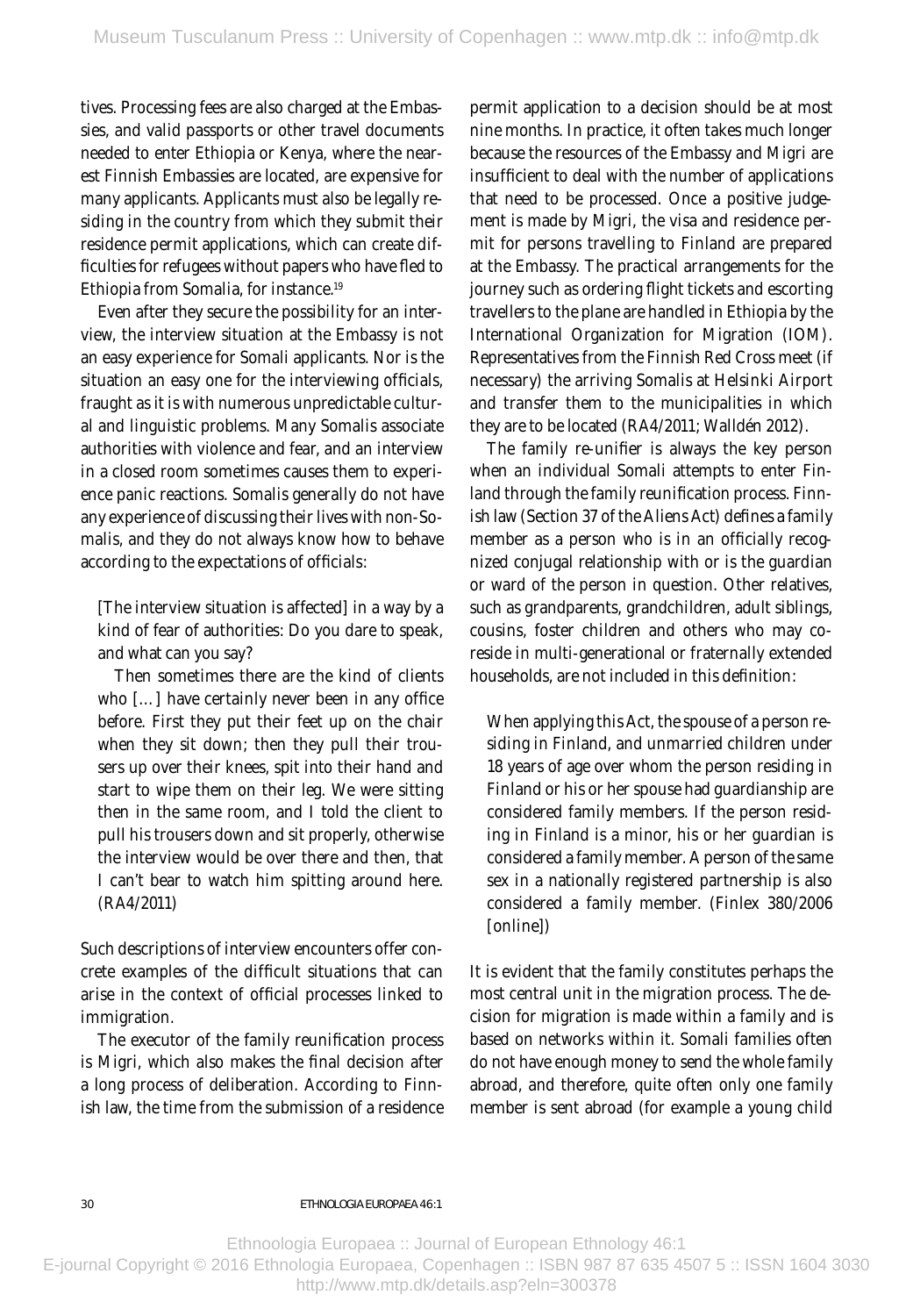tives. Processing fees are also charged at the Embassies, and valid passports or other travel documents needed to enter Ethiopia or Kenya, where the nearest Finnish Embassies are located, are expensive for many applicants. Applicants must also be legally residing in the country from which they submit their residence permit applications, which can create difficulties for refugees without papers who have fled to Ethiopia from Somalia, for instance.[19]

Even after they secure the possibility for an interview, the interview situation at the Embassy is not an easy experience for Somali applicants. Nor is the situation an easy one for the interviewing officials, fraught as it is with numerous unpredictable cultural and linguistic problems. Many Somalis associate authorities with violence and fear, and an interview in a closed room sometimes causes them to experience panic reactions. Somalis generally do not have any experience of discussing their lives with non-Somalis, and they do not always know how to behave according to the expectations of officials:

> [The interview situation is affected] in a way by a kind of fear of authorities: Do you dare to speak, and what can you say?
>
> Then sometimes there are the kind of clients who […] have certainly never been in any office before. First they put their feet up on the chair when they sit down; then they pull their trousers up over their knees, spit into their hand and start to wipe them on their leg. We were sitting then in the same room, and I told the client to pull his trousers down and sit properly, otherwise the interview would be over there and then, that I can't bear to watch him spitting around here. (RA4/2011)

Such descriptions of interview encounters offer concrete examples of the difficult situations that can arise in the context of official processes linked to immigration.

The executor of the family reunification process is Migri, which also makes the final decision after a long process of deliberation. According to Finnish law, the time from the submission of a residence permit application to a decision should be at most nine months. In practice, it often takes much longer because the resources of the Embassy and Migri are insufficient to deal with the number of applications that need to be processed. Once a positive judgement is made by Migri, the visa and residence permit for persons travelling to Finland are prepared at the Embassy. The practical arrangements for the journey such as ordering flight tickets and escorting travellers to the plane are handled in Ethiopia by the International Organization for Migration (IOM). Representatives from the Finnish Red Cross meet (if necessary) the arriving Somalis at Helsinki Airport and transfer them to the municipalities in which they are to be located (RA4/2011; Walldén 2012).

The family re-unifier is always the key person when an individual Somali attempts to enter Finland through the family reunification process. Finnish law (Section 37 of the Aliens Act) defines a family member as a person who is in an officially recognized conjugal relationship with or is the guardian or ward of the person in question. Other relatives, such as grandparents, grandchildren, adult siblings, cousins, foster children and others who may co-reside in multi-generational or fraternally extended households, are not included in this definition:

> When applying this Act, the spouse of a person residing in Finland, and unmarried children under 18 years of age over whom the person residing in Finland or his or her spouse had guardianship are considered family members. If the person residing in Finland is a minor, his or her guardian is considered a family member. A person of the same sex in a nationally registered partnership is also considered a family member. (Finlex 380/2006 [online])

It is evident that the family constitutes perhaps the most central unit in the migration process. The decision for migration is made within a family and is based on networks within it. Somali families often do not have enough money to send the whole family abroad, and therefore, quite often only one family member is sent abroad (for example a young child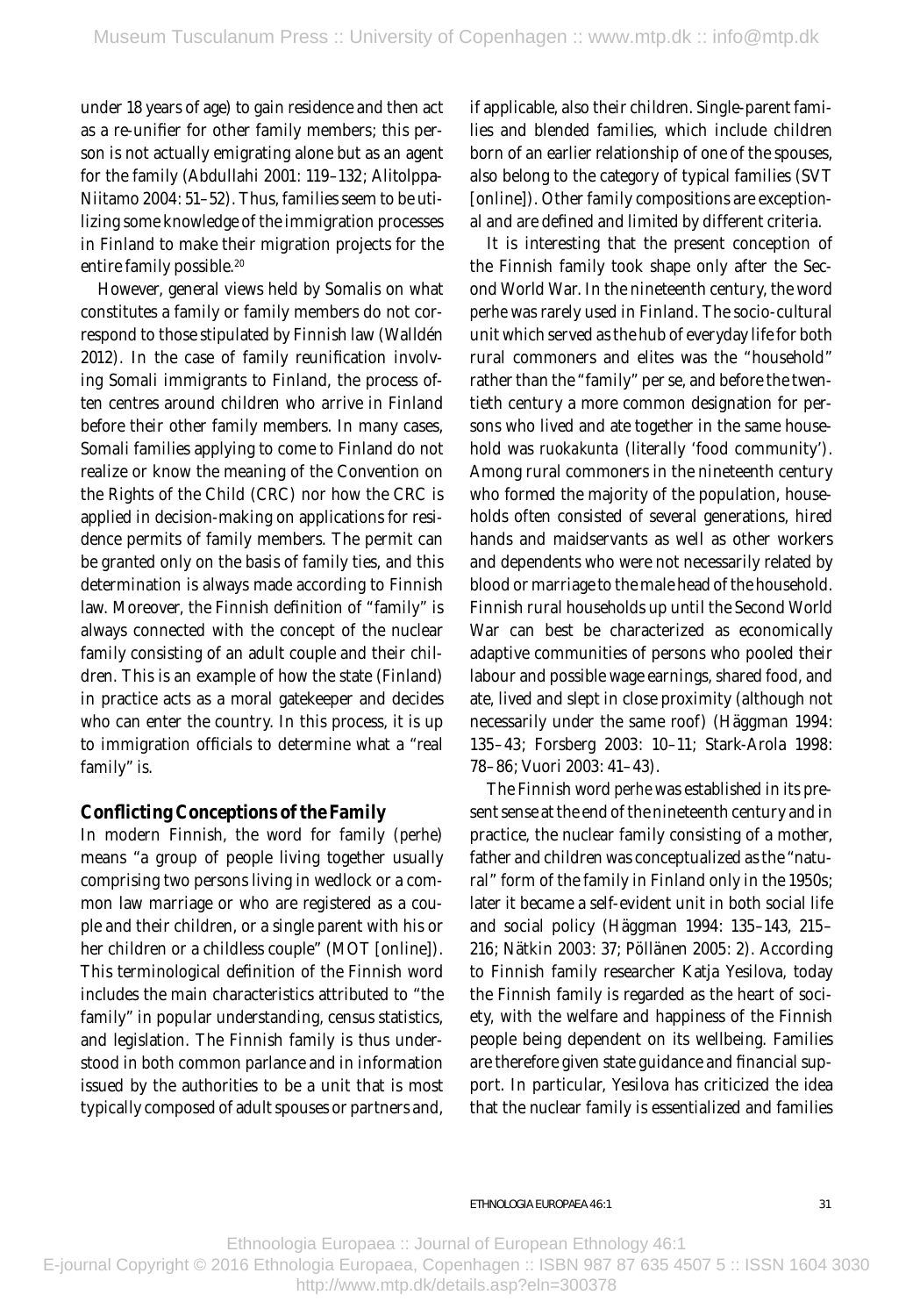under 18 years of age) to gain residence and then act as a re-unifier for other family members; this person is not actually emigrating alone but as an agent for the family (Abdullahi 2001: 119–132; Alitolppa-Niitamo 2004: 51–52). Thus, families seem to be utilizing some knowledge of the immigration processes in Finland to make their migration projects for the entire family possible.[20]

However, general views held by Somalis on what constitutes a family or family members do not correspond to those stipulated by Finnish law (Walldén 2012). In the case of family reunification involving Somali immigrants to Finland, the process often centres around children who arrive in Finland before their other family members. In many cases, Somali families applying to come to Finland do not realize or know the meaning of the Convention on the Rights of the Child (CRC) nor how the CRC is applied in decision-making on applications for residence permits of family members. The permit can be granted only on the basis of family ties, and this determination is always made according to Finnish law. Moreover, the Finnish definition of "family" is always connected with the concept of the nuclear family consisting of an adult couple and their children. This is an example of how the state (Finland) in practice acts as a moral gatekeeper and decides who can enter the country. In this process, it is up to immigration officials to determine what a "real family" is.

## Conflicting Conceptions of the Family

In modern Finnish, the word for family (*perhe*) means "a group of people living together usually comprising two persons living in wedlock or a common law marriage or who are registered as a couple and their children, or a single parent with his or her children or a childless couple" (MOT [online]). This terminological definition of the Finnish word includes the main characteristics attributed to "the family" in popular understanding, census statistics, and legislation. The Finnish family is thus understood in both common parlance and in information issued by the authorities to be a unit that is most typically composed of adult spouses or partners and, if applicable, also their children. Single-parent families and blended families, which include children born of an earlier relationship of one of the spouses, also belong to the category of typical families (SVT [online]). Other family compositions are exceptional and are defined and limited by different criteria.

It is interesting that the present conception of the Finnish family took shape only after the Second World War. In the nineteenth century, the word *perhe* was rarely used in Finland. The socio-cultural unit which served as the hub of everyday life for both rural commoners and elites was the "household" rather than the "family" per se, and before the twentieth century a more common designation for persons who lived and ate together in the same household was *ruokakunta* (literally 'food community'). Among rural commoners in the nineteenth century who formed the majority of the population, households often consisted of several generations, hired hands and maidservants as well as other workers and dependents who were not necessarily related by blood or marriage to the male head of the household. Finnish rural households up until the Second World War can best be characterized as economically adaptive communities of persons who pooled their labour and possible wage earnings, shared food, and ate, lived and slept in close proximity (although not necessarily under the same roof) (Häggman 1994: 135–43; Forsberg 2003: 10–11; Stark-Arola 1998: 78–86; Vuori 2003: 41–43).

The Finnish word *perhe* was established in its present sense at the end of the nineteenth century and in practice, the nuclear family consisting of a mother, father and children was conceptualized as the "natural" form of the family in Finland only in the 1950s; later it became a self-evident unit in both social life and social policy (Häggman 1994: 135–143, 215–216; Nätkin 2003: 37; Pöllänen 2005: 2). According to Finnish family researcher Katja Yesilova, today the Finnish family is regarded as the heart of society, with the welfare and happiness of the Finnish people being dependent on its wellbeing. Families are therefore given state guidance and financial support. In particular, Yesilova has criticized the idea that the nuclear family is essentialized and families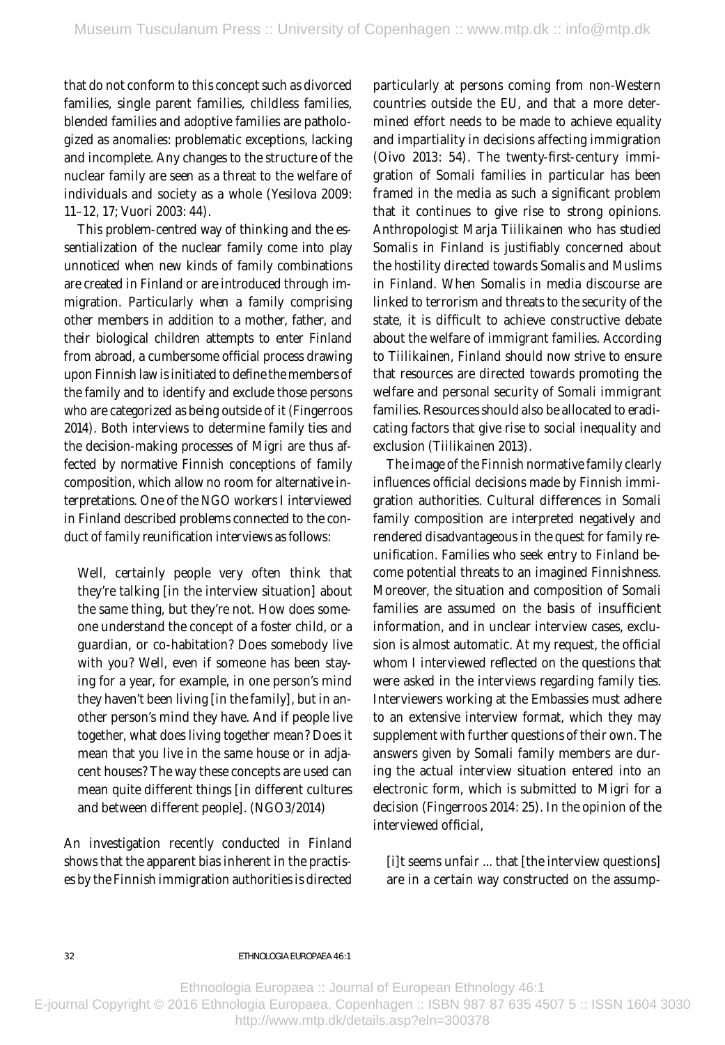that do not conform to this concept such as divorced families, single parent families, childless families, blended families and adoptive families are pathologized as *anomalies*: problematic exceptions, lacking and incomplete. Any changes to the structure of the nuclear family are seen as a threat to the welfare of individuals and society as a whole (Yesilova 2009: 11–12, 17; Vuori 2003: 44).

This problem-centred way of thinking and the essentialization of the nuclear family come into play unnoticed when new kinds of family combinations are created in Finland or are introduced through immigration. Particularly when a family comprising other members in addition to a mother, father, and their biological children attempts to enter Finland from abroad, a cumbersome official process drawing upon Finnish law is initiated to define the members of the family and to identify and exclude those persons who are categorized as being outside of it (Fingerroos 2014). Both interviews to determine family ties and the decision-making processes of Migri are thus affected by normative Finnish conceptions of family composition, which allow no room for alternative interpretations. One of the NGO workers I interviewed in Finland described problems connected to the conduct of family reunification interviews as follows:

> Well, certainly people very often think that they're talking [in the interview situation] about the same thing, but they're not. How does someone understand the concept of a foster child, or a guardian, or co-habitation? Does somebody live with you? Well, even if someone has been staying for a year, for example, in one person's mind they haven't been living [in the family], but in another person's mind they have. And if people live together, what does living together mean? Does it mean that you live in the same house or in adjacent houses? The way these concepts are used can mean quite different things [in different cultures and between different people]. (NGO3/2014)

An investigation recently conducted in Finland shows that the apparent bias inherent in the practises by the Finnish immigration authorities is directed particularly at persons coming from non-Western countries outside the EU, and that a more determined effort needs to be made to achieve equality and impartiality in decisions affecting immigration (Oivo 2013: 54). The twenty-first-century immigration of Somali families in particular has been framed in the media as such a significant problem that it continues to give rise to strong opinions. Anthropologist Marja Tiilikainen who has studied Somalis in Finland is justifiably concerned about the hostility directed towards Somalis and Muslims in Finland. When Somalis in media discourse are linked to terrorism and threats to the security of the state, it is difficult to achieve constructive debate about the welfare of immigrant families. According to Tiilikainen, Finland should now strive to ensure that resources are directed towards promoting the welfare and personal security of Somali immigrant families. Resources should also be allocated to eradicating factors that give rise to social inequality and exclusion (Tiilikainen 2013).

The image of the Finnish normative family clearly influences official decisions made by Finnish immigration authorities. Cultural differences in Somali family composition are interpreted negatively and rendered disadvantageous in the quest for family reunification. Families who seek entry to Finland become potential threats to an imagined Finnishness. Moreover, the situation and composition of Somali families are assumed on the basis of insufficient information, and in unclear interview cases, exclusion is almost automatic. At my request, the official whom I interviewed reflected on the questions that were asked in the interviews regarding family ties. Interviewers working at the Embassies must adhere to an extensive interview format, which they may supplement with further questions of their own. The answers given by Somali family members are during the actual interview situation entered into an electronic form, which is submitted to Migri for a decision (Fingerroos 2014: 25). In the opinion of the interviewed official,

> [i]t seems unfair ... that [the interview questions] are in a certain way constructed on the assump-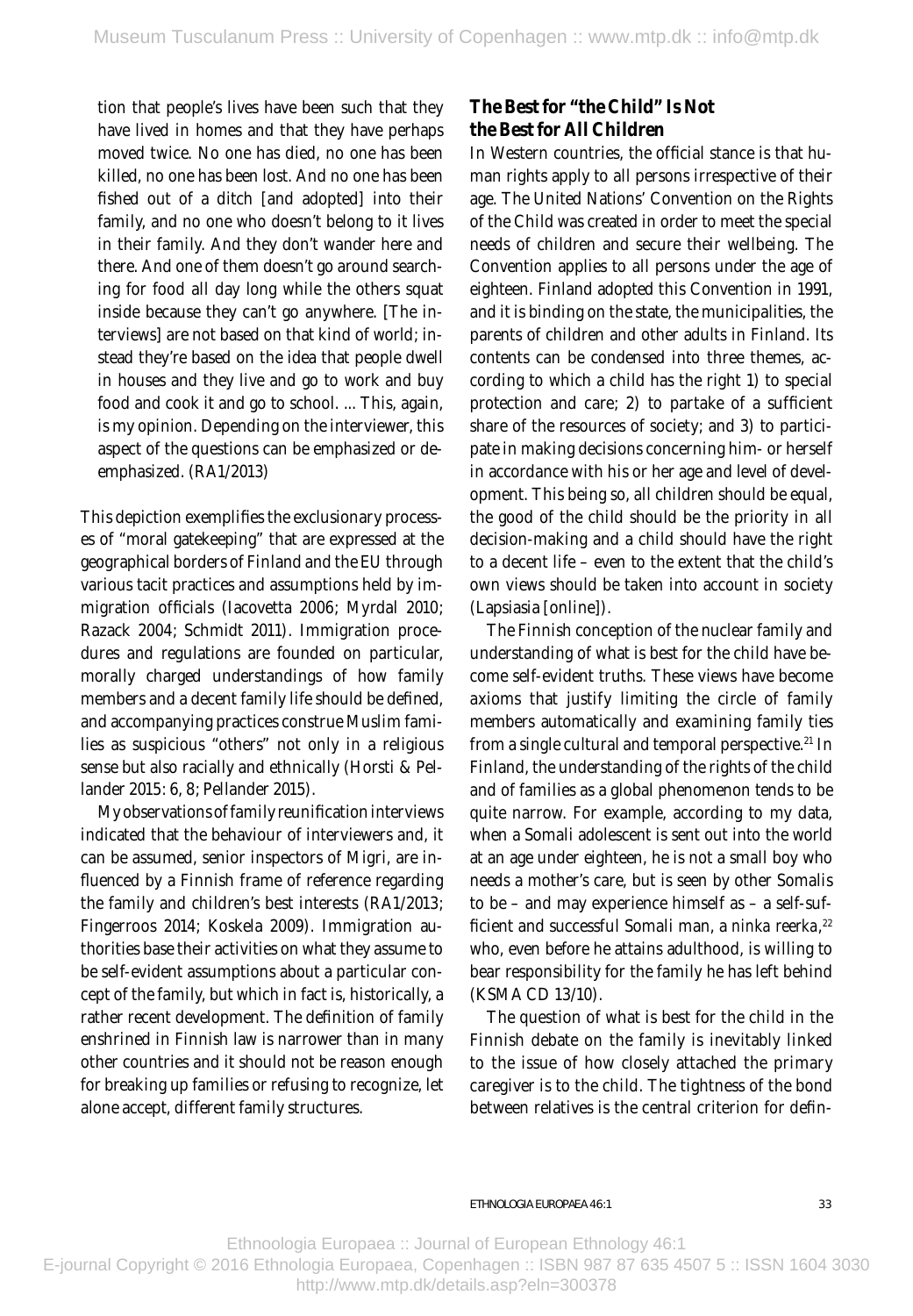tion that people's lives have been such that they have lived in homes and that they have perhaps moved twice. No one has died, no one has been killed, no one has been lost. And no one has been fished out of a ditch [and adopted] into their family, and no one who doesn't belong to it lives in their family. And they don't wander here and there. And one of them doesn't go around searching for food all day long while the others squat inside because they can't go anywhere. [The interviews] are not based on that kind of world; instead they're based on the idea that people dwell in houses and they live and go to work and buy food and cook it and go to school. ... This, again, is my opinion. Depending on the interviewer, this aspect of the questions can be emphasized or deemphasized. (RA1/2013)

This depiction exemplifies the exclusionary processes of "moral gatekeeping" that are expressed at the geographical borders of Finland and the EU through various tacit practices and assumptions held by immigration officials (Iacovetta 2006; Myrdal 2010; Razack 2004; Schmidt 2011). Immigration procedures and regulations are founded on particular, morally charged understandings of how family members and a decent family life should be defined, and accompanying practices construe Muslim families as suspicious "others" not only in a religious sense but also racially and ethnically (Horsti & Pellander 2015: 6, 8; Pellander 2015).

My observations of family reunification interviews indicated that the behaviour of interviewers and, it can be assumed, senior inspectors of Migri, are influenced by a Finnish frame of reference regarding the family and children's best interests (RA1/2013; Fingerroos 2014; Koskela 2009). Immigration authorities base their activities on what they assume to be self-evident assumptions about a particular concept of the family, but which in fact is, historically, a rather recent development. The definition of family enshrined in Finnish law is narrower than in many other countries and it should not be reason enough for breaking up families or refusing to recognize, let alone accept, different family structures.

## The Best for "the Child" Is Not the Best for All Children

In Western countries, the official stance is that human rights apply to all persons irrespective of their age. The United Nations' Convention on the Rights of the Child was created in order to meet the special needs of children and secure their wellbeing. The Convention applies to all persons under the age of eighteen. Finland adopted this Convention in 1991, and it is binding on the state, the municipalities, the parents of children and other adults in Finland. Its contents can be condensed into three themes, according to which a child has the right 1) to special protection and care; 2) to partake of a sufficient share of the resources of society; and 3) to participate in making decisions concerning him- or herself in accordance with his or her age and level of development. This being so, all children should be equal, the good of the child should be the priority in all decision-making and a child should have the right to a decent life – even to the extent that the child's own views should be taken into account in society (Lapsiasia [online]).

The Finnish conception of the nuclear family and understanding of what is best for the child have become self-evident truths. These views have become axioms that justify limiting the circle of family members automatically and examining family ties from a single cultural and temporal perspective.[21] In Finland, the understanding of the rights of the child and of families as a global phenomenon tends to be quite narrow. For example, according to my data, when a Somali adolescent is sent out into the world at an age under eighteen, he is not a small boy who needs a mother's care, but is seen by other Somalis to be – and may experience himself as – a self-sufficient and successful Somali man, a *ninka reerka*,[22] who, even before he attains adulthood, is willing to bear responsibility for the family he has left behind (KSMA CD 13/10).

The question of what is best for the child in the Finnish debate on the family is inevitably linked to the issue of how closely attached the primary caregiver is to the child. The tightness of the bond between relatives is the central criterion for defin-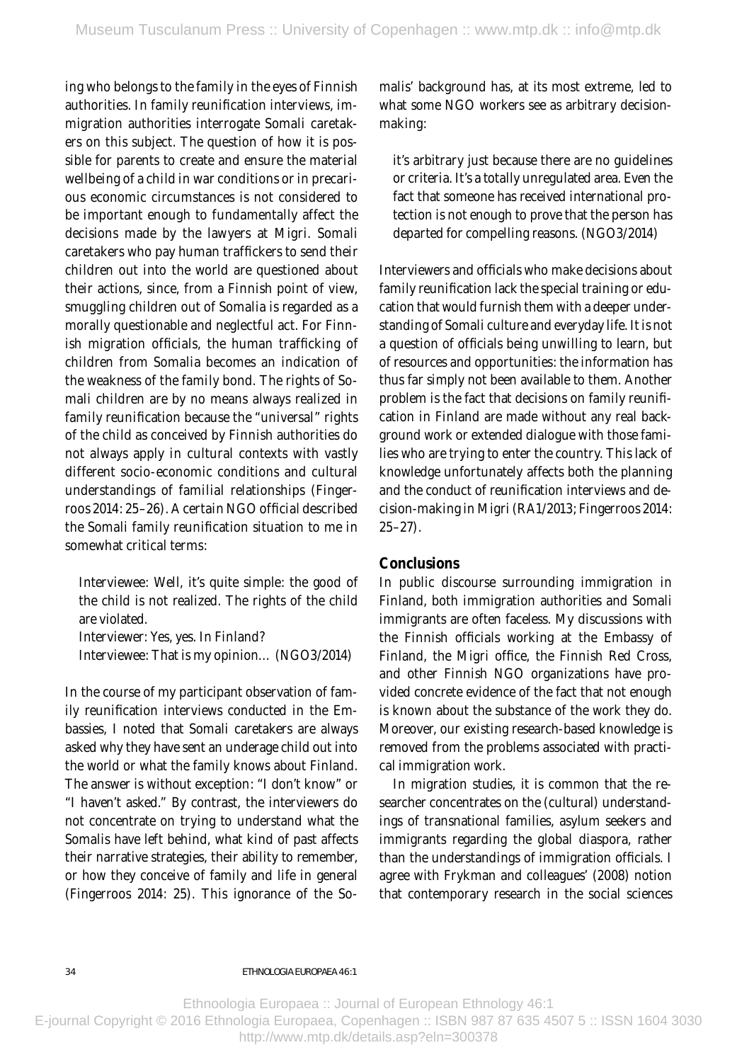ing who belongs to the family in the eyes of Finnish authorities. In family reunification interviews, immigration authorities interrogate Somali caretakers on this subject. The question of how it is possible for parents to create and ensure the material wellbeing of a child in war conditions or in precarious economic circumstances is not considered to be important enough to fundamentally affect the decisions made by the lawyers at Migri. Somali caretakers who pay human traffickers to send their children out into the world are questioned about their actions, since, from a Finnish point of view, smuggling children out of Somalia is regarded as a morally questionable and neglectful act. For Finnish migration officials, the human trafficking of children from Somalia becomes an indication of the weakness of the family bond. The rights of Somali children are by no means always realized in family reunification because the "universal" rights of the child as conceived by Finnish authorities do not always apply in cultural contexts with vastly different socio-economic conditions and cultural understandings of familial relationships (Fingerroos 2014: 25–26). A certain NGO official described the Somali family reunification situation to me in somewhat critical terms:

> Interviewee: Well, it's quite simple: the good of the child is not realized. The rights of the child are violated.
> Interviewer: Yes, yes. In Finland?
> Interviewee: That is my opinion… (NGO3/2014)

In the course of my participant observation of family reunification interviews conducted in the Embassies, I noted that Somali caretakers are always asked why they have sent an underage child out into the world or what the family knows about Finland. The answer is without exception: "I don't know" or "I haven't asked." By contrast, the interviewers do not concentrate on trying to understand what the Somalis have left behind, what kind of past affects their narrative strategies, their ability to remember, or how they conceive of family and life in general (Fingerroos 2014: 25). This ignorance of the Somalis' background has, at its most extreme, led to what some NGO workers see as arbitrary decision-making:

> it's arbitrary just because there are no guidelines or criteria. It's a totally unregulated area. Even the fact that someone has received international protection is not enough to prove that the person has departed for compelling reasons. (NGO3/2014)

Interviewers and officials who make decisions about family reunification lack the special training or education that would furnish them with a deeper understanding of Somali culture and everyday life. It is not a question of officials being unwilling to learn, but of resources and opportunities: the information has thus far simply not been available to them. Another problem is the fact that decisions on family reunification in Finland are made without any real background work or extended dialogue with those families who are trying to enter the country. This lack of knowledge unfortunately affects both the planning and the conduct of reunification interviews and decision-making in Migri (RA1/2013; Fingerroos 2014: 25–27).

## Conclusions

In public discourse surrounding immigration in Finland, both immigration authorities and Somali immigrants are often faceless. My discussions with the Finnish officials working at the Embassy of Finland, the Migri office, the Finnish Red Cross, and other Finnish NGO organizations have provided concrete evidence of the fact that not enough is known about the substance of the work they do. Moreover, our existing research-based knowledge is removed from the problems associated with practical immigration work.

In migration studies, it is common that the researcher concentrates on the (cultural) understandings of transnational families, asylum seekers and immigrants regarding the global diaspora, rather than the understandings of immigration officials. I agree with Frykman and colleagues' (2008) notion that contemporary research in the social sciences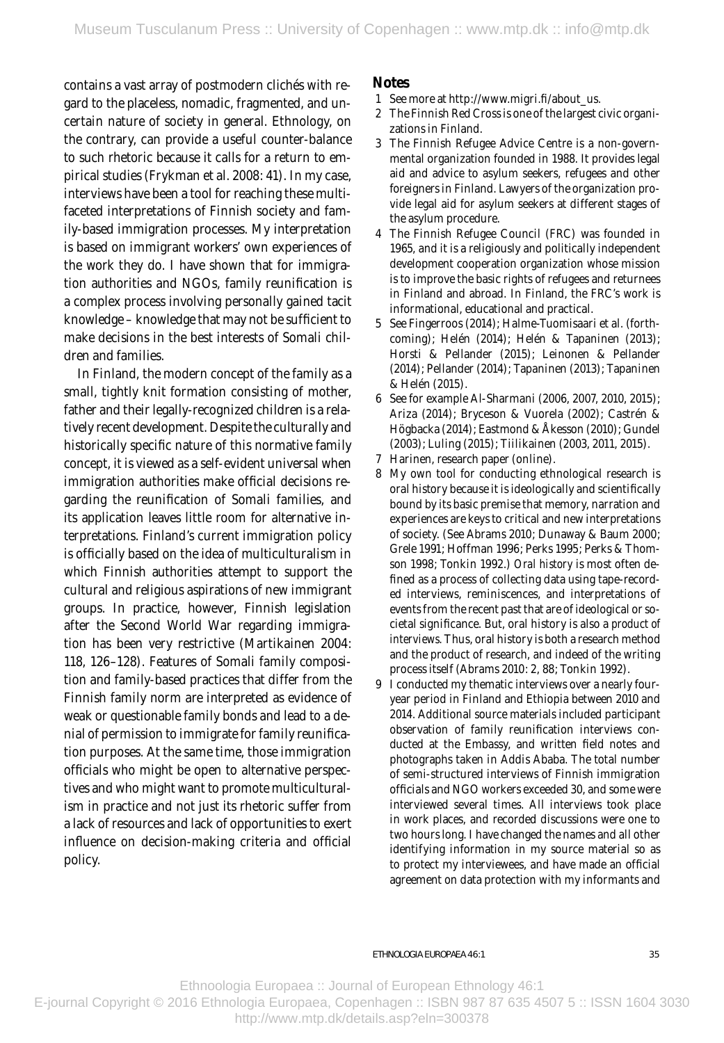contains a vast array of postmodern clichés with regard to the placeless, nomadic, fragmented, and uncertain nature of society in general. Ethnology, on the contrary, can provide a useful counter-balance to such rhetoric because it calls for a return to empirical studies (Frykman et al. 2008: 41). In my case, interviews have been a tool for reaching these multifaceted interpretations of Finnish society and family-based immigration processes. My interpretation is based on immigrant workers' own experiences of the work they do. I have shown that for immigration authorities and NGOs, family reunification is a complex process involving personally gained tacit knowledge – knowledge that may not be sufficient to make decisions in the best interests of Somali children and families.

In Finland, the modern concept of the family as a small, tightly knit formation consisting of mother, father and their legally-recognized children is a relatively recent development. Despite the culturally and historically specific nature of this normative family concept, it is viewed as a self-evident universal when immigration authorities make official decisions regarding the reunification of Somali families, and its application leaves little room for alternative interpretations. Finland's current immigration policy is officially based on the idea of multiculturalism in which Finnish authorities attempt to support the cultural and religious aspirations of new immigrant groups. In practice, however, Finnish legislation after the Second World War regarding immigration has been very restrictive (Martikainen 2004: 118, 126–128). Features of Somali family composition and family-based practices that differ from the Finnish family norm are interpreted as evidence of weak or questionable family bonds and lead to a denial of permission to immigrate for family reunification purposes. At the same time, those immigration officials who might be open to alternative perspectives and who might want to promote multiculturalism in practice and not just its rhetoric suffer from a lack of resources and lack of opportunities to exert influence on decision-making criteria and official policy.

## Notes

1. See more at http://www.migri.fi/about_us.
2. The Finnish Red Cross is one of the largest civic organizations in Finland.
3. The Finnish Refugee Advice Centre is a non-governmental organization founded in 1988. It provides legal aid and advice to asylum seekers, refugees and other foreigners in Finland. Lawyers of the organization provide legal aid for asylum seekers at different stages of the asylum procedure.
4. The Finnish Refugee Council (FRC) was founded in 1965, and it is a religiously and politically independent development cooperation organization whose mission is to improve the basic rights of refugees and returnees in Finland and abroad. In Finland, the FRC's work is informational, educational and practical.
5. See Fingerroos (2014); Halme-Tuomisaari et al. (forthcoming); Helén (2014); Helén & Tapaninen (2013); Horsti & Pellander (2015); Leinonen & Pellander (2014); Pellander (2014); Tapaninen (2013); Tapaninen & Helén (2015).
6. See for example Al-Sharmani (2006, 2007, 2010, 2015); Ariza (2014); Bryceson & Vuorela (2002); Castrén & Högbacka (2014); Eastmond & Åkesson (2010); Gundel (2003); Luling (2015); Tiilikainen (2003, 2011, 2015).
7. Harinen, research paper (online).
8. My own tool for conducting ethnological research is oral history because it is ideologically and scientifically bound by its basic premise that memory, narration and experiences are keys to critical and new interpretations of society. (See Abrams 2010; Dunaway & Baum 2000; Grele 1991; Hoffman 1996; Perks 1995; Perks & Thomson 1998; Tonkin 1992.) *Oral history* is most often defined as a process of collecting data using tape-recorded interviews, reminiscences, and interpretations of events from the recent past that are of ideological or societal significance. But, oral history is also a *product* of interviews. Thus, oral history is both a research method and the product of research, and indeed of the writing process itself (Abrams 2010: 2, 88; Tonkin 1992).
9. I conducted my thematic interviews over a nearly four-year period in Finland and Ethiopia between 2010 and 2014. Additional source materials included participant observation of family reunification interviews conducted at the Embassy, and written field notes and photographs taken in Addis Ababa. The total number of semi-structured interviews of Finnish immigration officials and NGO workers exceeded 30, and some were interviewed several times. All interviews took place in work places, and recorded discussions were one to two hours long. I have changed the names and all other identifying information in my source material so as to protect my interviewees, and have made an official agreement on data protection with my informants and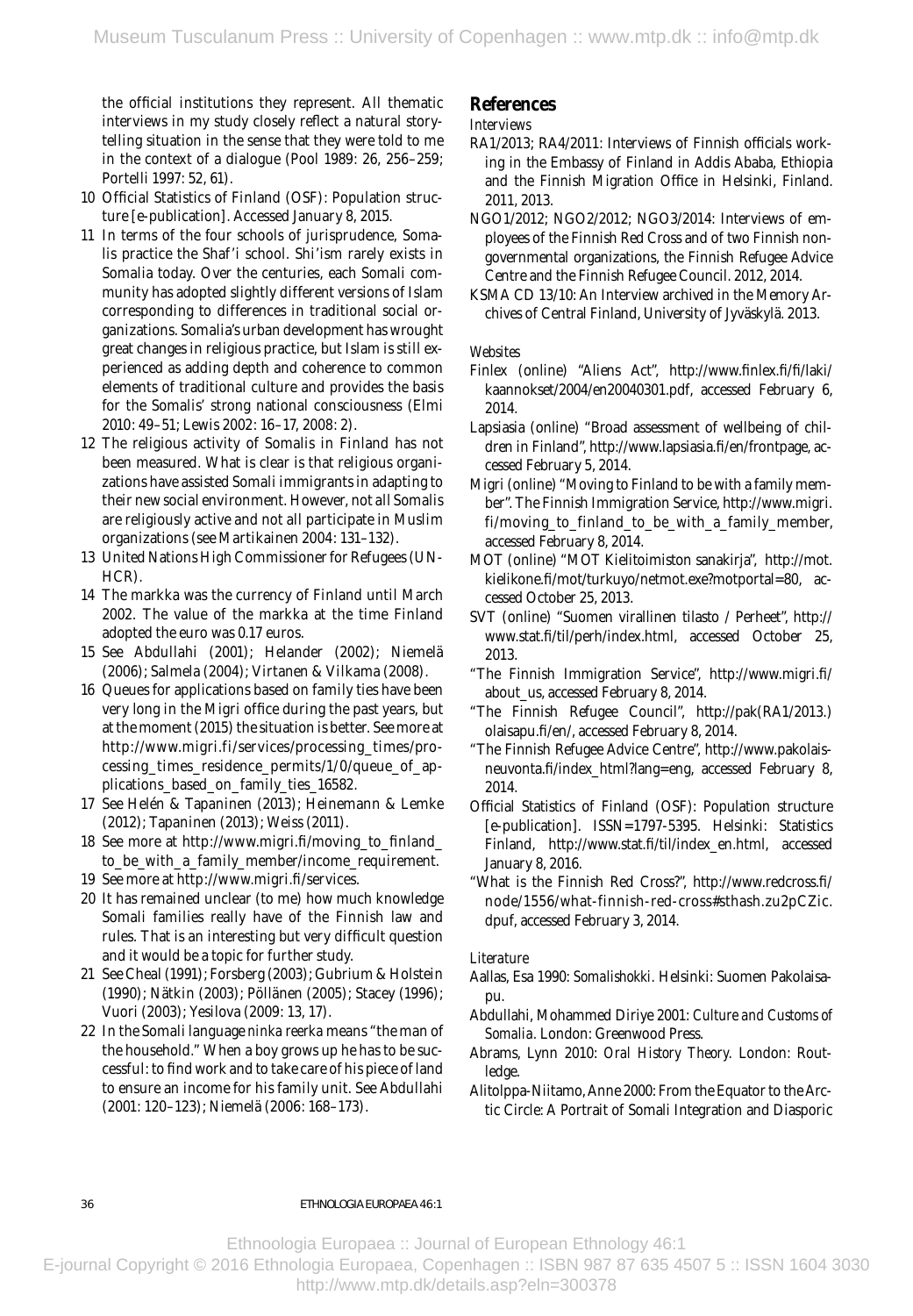the official institutions they represent. All thematic interviews in my study closely reflect a natural storytelling situation in the sense that they were told to me in the context of a dialogue (Pool 1989: 26, 256–259; Portelli 1997: 52, 61).

10 Official Statistics of Finland (OSF): Population structure [e-publication]. Accessed January 8, 2015.

11 In terms of the four schools of jurisprudence, Somalis practice the Shaf'i school. Shi'ism rarely exists in Somalia today. Over the centuries, each Somali community has adopted slightly different versions of Islam corresponding to differences in traditional social organizations. Somalia's urban development has wrought great changes in religious practice, but Islam is still experienced as adding depth and coherence to common elements of traditional culture and provides the basis for the Somalis' strong national consciousness (Elmi 2010: 49–51; Lewis 2002: 16–17, 2008: 2).

12 The religious activity of Somalis in Finland has not been measured. What is clear is that religious organizations have assisted Somali immigrants in adapting to their new social environment. However, not all Somalis are religiously active and not all participate in Muslim organizations (see Martikainen 2004: 131–132).

13 United Nations High Commissioner for Refugees (UNHCR).

14 The markka was the currency of Finland until March 2002. The value of the markka at the time Finland adopted the euro was 0.17 euros.

15 See Abdullahi (2001); Helander (2002); Niemelä (2006); Salmela (2004); Virtanen & Vilkama (2008).

16 Queues for applications based on family ties have been very long in the Migri office during the past years, but at the moment (2015) the situation is better. See more at http://www.migri.fi/services/processing_times/processing_times_residence_permits/1/0/queue_of_applications_based_on_family_ties_16582.

17 See Helén & Tapaninen (2013); Heinemann & Lemke (2012); Tapaninen (2013); Weiss (2011).

18 See more at http://www.migri.fi/moving_to_finland_to_be_with_a_family_member/income_requirement.

19 See more at http://www.migri.fi/services.

20 It has remained unclear (to me) how much knowledge Somali families really have of the Finnish law and rules. That is an interesting but very difficult question and it would be a topic for further study.

21 See Cheal (1991); Forsberg (2003); Gubrium & Holstein (1990); Nätkin (2003); Pöllänen (2005); Stacey (1996); Vuori (2003); Yesilova (2009: 13, 17).

22 In the Somali language ninka reerka means "the man of the household." When a boy grows up he has to be successful: to find work and to take care of his piece of land to ensure an income for his family unit. See Abdullahi (2001: 120–123); Niemelä (2006: 168–173).

## References

*Interviews*

RA1/2013; RA4/2011: Interviews of Finnish officials working in the Embassy of Finland in Addis Ababa, Ethiopia and the Finnish Migration Office in Helsinki, Finland. 2011, 2013.

NGO1/2012; NGO2/2012; NGO3/2014: Interviews of employees of the Finnish Red Cross and of two Finnish nongovernmental organizations, the Finnish Refugee Advice Centre and the Finnish Refugee Council. 2012, 2014.

KSMA CD 13/10: An Interview archived in the Memory Archives of Central Finland, University of Jyväskylä. 2013.

*Websites*

Finlex (online) "Aliens Act", http://www.finlex.fi/fi/laki/kaannokset/2004/en20040301.pdf, accessed February 6, 2014.

Lapsiasia (online) "Broad assessment of wellbeing of children in Finland", http://www.lapsiasia.fi/en/frontpage, accessed February 5, 2014.

Migri (online) "Moving to Finland to be with a family member". The Finnish Immigration Service, http://www.migri.fi/moving_to_finland_to_be_with_a_family_member, accessed February 8, 2014.

MOT (online) "MOT Kielitoimiston sanakirja", http://mot.kielikone.fi/mot/turkuyo/netmot.exe?motportal=80, accessed October 25, 2013.

SVT (online) "Suomen virallinen tilasto / Perheet", http://www.stat.fi/til/perh/index.html, accessed October 25, 2013.

"The Finnish Immigration Service", http://www.migri.fi/about_us, accessed February 8, 2014.

"The Finnish Refugee Council", http://pak(RA1/2013.)olaisapu.fi/en/, accessed February 8, 2014.

"The Finnish Refugee Advice Centre", http://www.pakolaisneuvonta.fi/index_html?lang=eng, accessed February 8, 2014.

Official Statistics of Finland (OSF): Population structure [e-publication]. ISSN=1797-5395. Helsinki: Statistics Finland, http://www.stat.fi/til/index_en.html, accessed January 8, 2016.

"What is the Finnish Red Cross?", http://www.redcross.fi/node/1556/what-finnish-red-cross#sthash.zu2pCZic.dpuf, accessed February 3, 2014.

*Literature*

Aallas, Esa 1990: *Somalishokki*. Helsinki: Suomen Pakolaisapu.

Abdullahi, Mohammed Diriye 2001: *Culture and Customs of Somalia*. London: Greenwood Press.

Abrams, Lynn 2010: *Oral History Theory*. London: Routledge.

Alitolppa-Niitamo, Anne 2000: From the Equator to the Arctic Circle: A Portrait of Somali Integration and Diasporic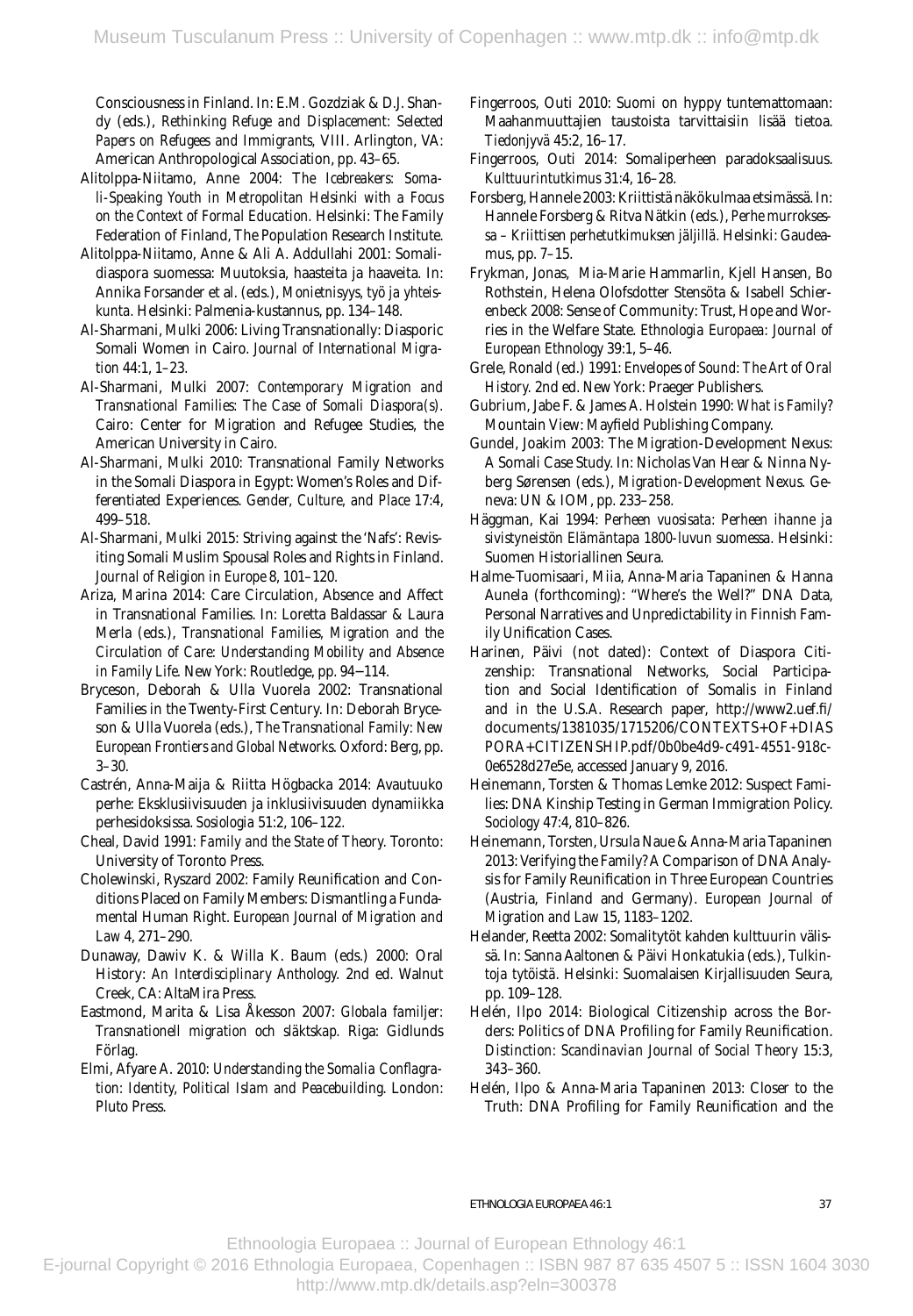Consciousness in Finland. In: E.M. Gozdziak & D.J. Shandy (eds.), *Rethinking Refuge and Displacement: Selected Papers on Refugees and Immigrants*, VIII. Arlington, VA: American Anthropological Association, pp. 43–65.

Alitolppa-Niitamo, Anne 2004: *The Icebreakers: Somali-Speaking Youth in Metropolitan Helsinki with a Focus on the Context of Formal Education*. Helsinki: The Family Federation of Finland, The Population Research Institute.

Alitolppa-Niitamo, Anne & Ali A. Addullahi 2001: Somalidiaspora suomessa: Muutoksia, haasteita ja haaveita. In: Annika Forsander et al. (eds.), *Monietnisyys, työ ja yhteiskunta*. Helsinki: Palmenia-kustannus, pp. 134–148.

Al-Sharmani, Mulki 2006: Living Transnationally: Diasporic Somali Women in Cairo. *Journal of International Migration* 44:1, 1–23.

Al-Sharmani, Mulki 2007: *Contemporary Migration and Transnational Families: The Case of Somali Diaspora(s)*. Cairo: Center for Migration and Refugee Studies, the American University in Cairo.

Al-Sharmani, Mulki 2010: Transnational Family Networks in the Somali Diaspora in Egypt: Women's Roles and Differentiated Experiences. *Gender, Culture, and Place* 17:4, 499–518.

Al-Sharmani, Mulki 2015: Striving against the 'Nafs': Revisiting Somali Muslim Spousal Roles and Rights in Finland. *Journal of Religion in Europe* 8, 101–120.

Ariza, Marina 2014: Care Circulation, Absence and Affect in Transnational Families. In: Loretta Baldassar & Laura Merla (eds.), *Transnational Families, Migration and the Circulation of Care: Understanding Mobility and Absence in Family Life*. New York: Routledge, pp. 94–114.

Bryceson, Deborah & Ulla Vuorela 2002: Transnational Families in the Twenty-First Century. In: Deborah Bryceson & Ulla Vuorela (eds.), *The Transnational Family: New European Frontiers and Global Networks*. Oxford: Berg, pp. 3–30.

Castrén, Anna-Maija & Riitta Högbacka 2014: Avautuuko perhe: Eksklusiivisuuden ja inklusiivisuuden dynamiikka perhesidoksissa. *Sosiologia* 51:2, 106–122.

Cheal, David 1991: *Family and the State of Theory*. Toronto: University of Toronto Press.

Cholewinski, Ryszard 2002: Family Reunification and Conditions Placed on Family Members: Dismantling a Fundamental Human Right. *European Journal of Migration and Law* 4, 271–290.

Dunaway, Dawiv K. & Willa K. Baum (eds.) 2000: Oral History: *An Interdisciplinary Anthology*. 2nd ed. Walnut Creek, CA: AltaMira Press.

Eastmond, Marita & Lisa Åkesson 2007: *Globala familjer: Transnationell migration och släktskap*. Riga: Gidlunds Förlag.

Elmi, Afyare A. 2010: *Understanding the Somalia Conflagration: Identity, Political Islam and Peacebuilding*. London: Pluto Press.

Fingerroos, Outi 2010: Suomi on hyppy tuntemattomaan: Maahanmuuttajien taustoista tarvittaisiin lisää tietoa. *Tiedonjyvä* 45:2, 16–17.

Fingerroos, Outi 2014: Somaliperheen paradoksaalisuus. *Kulttuurintutkimus* 31:4, 16–28.

Forsberg, Hannele 2003: Kriittistä näkökulmaa etsimässä. In: Hannele Forsberg & Ritva Nätkin (eds.), *Perhe murroksessa – Kriittisen perhetutkimuksen jäljillä*. Helsinki: Gaudeamus, pp. 7–15.

Frykman, Jonas, Mia-Marie Hammarlin, Kjell Hansen, Bo Rothstein, Helena Olofsdotter Stensöta & Isabell Schierenbeck 2008: Sense of Community: Trust, Hope and Worries in the Welfare State. *Ethnologia Europaea: Journal of European Ethnology* 39:1, 5–46.

Grele, Ronald (ed.) 1991: *Envelopes of Sound: The Art of Oral History*. 2nd ed. New York: Praeger Publishers.

Gubrium, Jabe F. & James A. Holstein 1990: *What is Family?* Mountain View: Mayfield Publishing Company.

Gundel, Joakim 2003: The Migration-Development Nexus: A Somali Case Study. In: Nicholas Van Hear & Ninna Nyberg Sørensen (eds.), *Migration-Development Nexus*. Geneva: UN & IOM, pp. 233–258.

Häggman, Kai 1994: *Perheen vuosisata: Perheen ihanne ja sivistyneistön Elämäntapa 1800-luvun suomessa*. Helsinki: Suomen Historiallinen Seura.

Halme-Tuomisaari, Miia, Anna-Maria Tapaninen & Hanna Aunela (forthcoming): "Where's the Well?" DNA Data, Personal Narratives and Unpredictability in Finnish Family Unification Cases.

Harinen, Päivi (not dated): Context of Diaspora Citizenship: Transnational Networks, Social Participation and Social Identification of Somalis in Finland and in the U.S.A. Research paper, http://www2.uef.fi/documents/1381035/1715206/CONTEXTS+OF+DIASPORA+CITIZENSHIP.pdf/0b0be4d9-c491-4551-918c-0e6528d27e5e, accessed January 9, 2016.

Heinemann, Torsten & Thomas Lemke 2012: Suspect Families: DNA Kinship Testing in German Immigration Policy. *Sociology* 47:4, 810–826.

Heinemann, Torsten, Ursula Naue & Anna-Maria Tapaninen 2013: Verifying the Family? A Comparison of DNA Analysis for Family Reunification in Three European Countries (Austria, Finland and Germany). *European Journal of Migration and Law* 15, 1183–1202.

Helander, Reetta 2002: Somalityöt kahden kulttuurin välissä. In: Sanna Aaltonen & Päivi Honkatukia (eds.), *Tulkintoja tytöistä*. Helsinki: Suomalaisen Kirjallisuuden Seura, pp. 109–128.

Helén, Ilpo 2014: Biological Citizenship across the Borders: Politics of DNA Profiling for Family Reunification. *Distinction: Scandinavian Journal of Social Theory* 15:3, 343–360.

Helén, Ilpo & Anna-Maria Tapaninen 2013: Closer to the Truth: DNA Profiling for Family Reunification and the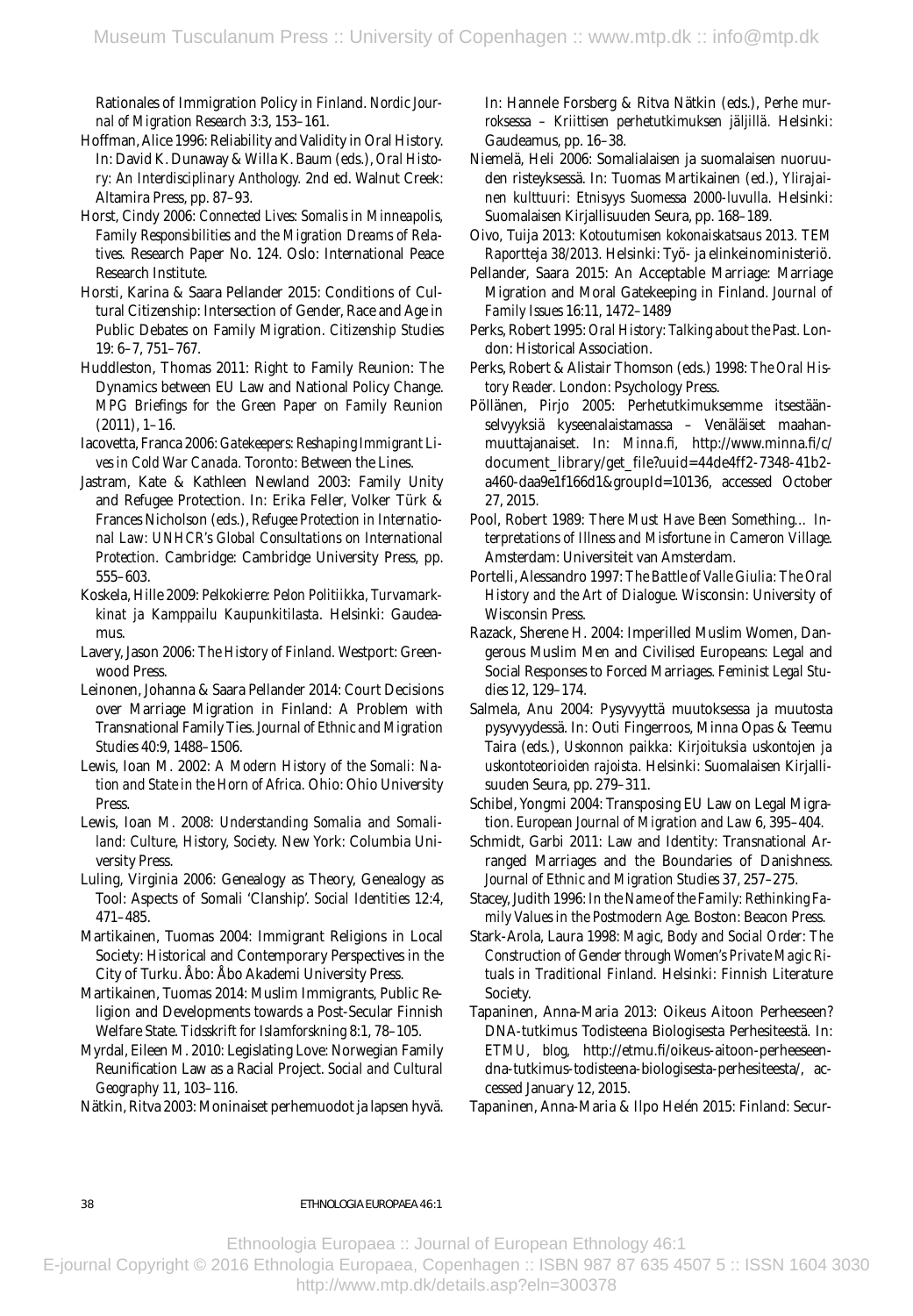Rationales of Immigration Policy in Finland. *Nordic Journal of Migration Research* 3:3, 153–161.

Hoffman, Alice 1996: Reliability and Validity in Oral History. In: David K. Dunaway & Willa K. Baum (eds.), *Oral History: An Interdisciplinary Anthology*. 2nd ed. Walnut Creek: Altamira Press, pp. 87–93.

Horst, Cindy 2006: *Connected Lives: Somalis in Minneapolis, Family Responsibilities and the Migration Dreams of Relatives*. Research Paper No. 124. Oslo: International Peace Research Institute.

Horsti, Karina & Saara Pellander 2015: Conditions of Cultural Citizenship: Intersection of Gender, Race and Age in Public Debates on Family Migration. *Citizenship Studies* 19: 6–7, 751–767.

Huddleston, Thomas 2011: Right to Family Reunion: The Dynamics between EU Law and National Policy Change. *MPG Briefings for the Green Paper on Family Reunion* (2011), 1–16.

Iacovetta, Franca 2006: *Gatekeepers: Reshaping Immigrant Lives in Cold War Canada*. Toronto: Between the Lines.

Jastram, Kate & Kathleen Newland 2003: Family Unity and Refugee Protection. In: Erika Feller, Volker Türk & Frances Nicholson (eds.), *Refugee Protection in International Law: UNHCR's Global Consultations on International Protection*. Cambridge: Cambridge University Press, pp. 555–603.

Koskela, Hille 2009: *Pelkokierre: Pelon Politiikka, Turvamarkkinat ja Kamppailu Kaupunkitilasta*. Helsinki: Gaudeamus.

Lavery, Jason 2006: *The History of Finland*. Westport: Greenwood Press.

Leinonen, Johanna & Saara Pellander 2014: Court Decisions over Marriage Migration in Finland: A Problem with Transnational Family Ties. *Journal of Ethnic and Migration Studies* 40:9, 1488–1506.

Lewis, Ioan M. 2002: *A Modern History of the Somali: Nation and State in the Horn of Africa*. Ohio: Ohio University Press.

Lewis, Ioan M. 2008: *Understanding Somalia and Somaliland: Culture, History, Society*. New York: Columbia University Press.

Luling, Virginia 2006: Genealogy as Theory, Genealogy as Tool: Aspects of Somali 'Clanship'. *Social Identities* 12:4, 471–485.

Martikainen, Tuomas 2004: Immigrant Religions in Local Society: Historical and Contemporary Perspectives in the City of Turku. Åbo: Åbo Akademi University Press.

Martikainen, Tuomas 2014: Muslim Immigrants, Public Religion and Developments towards a Post-Secular Finnish Welfare State. *Tidsskrift for Islamforskning* 8:1, 78–105.

Myrdal, Eileen M. 2010: Legislating Love: Norwegian Family Reunification Law as a Racial Project. *Social and Cultural Geography* 11, 103–116.

Nätkin, Ritva 2003: Moninaiset perhemuodot ja lapsen hyvä. In: Hannele Forsberg & Ritva Nätkin (eds.), *Perhe murroksessa – Kriittisen perhetutkimuksen jäljillä*. Helsinki: Gaudeamus, pp. 16–38.

Niemelä, Heli 2006: Somalialaisen ja suomalaisen nuoruuden risteyksessä. In: Tuomas Martikainen (ed.), *Ylirajainen kulttuuri: Etnisyys Suomessa 2000-luvulla*. Helsinki: Suomalaisen Kirjallisuuden Seura, pp. 168–189.

Oivo, Tuija 2013: *Kotoutumisen kokonaiskatsaus 2013. TEM Raportteja 38/2013*. Helsinki: Työ- ja elinkeinoministeriö.

Pellander, Saara 2015: An Acceptable Marriage: Marriage Migration and Moral Gatekeeping in Finland. *Journal of Family Issues* 16:11, 1472–1489

Perks, Robert 1995: *Oral History: Talking about the Past*. London: Historical Association.

Perks, Robert & Alistair Thomson (eds.) 1998: *The Oral History Reader*. London: Psychology Press.

Pöllänen, Pirjo 2005: Perhetutkimuksemme itsestäänselvyyksiä kyseenalaistamassa – Venäläiset maahanmuuttajanaiset. In: *Minna.fi*, http://www.minna.fi/c/document_library/get_file?uuid=44de4ff2-7348-41b2-a460-daa9e1f166d1&groupId=10136, accessed October 27, 2015.

Pool, Robert 1989: *There Must Have Been Something… Interpretations of Illness and Misfortune in Cameron Village*. Amsterdam: Universiteit van Amsterdam.

Portelli, Alessandro 1997: *The Battle of Valle Giulia: The Oral History and the Art of Dialogue*. Wisconsin: University of Wisconsin Press.

Razack, Sherene H. 2004: Imperilled Muslim Women, Dangerous Muslim Men and Civilised Europeans: Legal and Social Responses to Forced Marriages. *Feminist Legal Studies* 12, 129–174.

Salmela, Anu 2004: Pysyvyyttä muutoksessa ja muutosta pysyvyydessä. In: Outi Fingerroos, Minna Opas & Teemu Taira (eds.), *Uskonnon paikka: Kirjoituksia uskontojen ja uskontoteorioiden rajoista*. Helsinki: Suomalaisen Kirjallisuuden Seura, pp. 279–311.

Schibel, Yongmi 2004: Transposing EU Law on Legal Migration. *European Journal of Migration and Law* 6, 395–404.

Schmidt, Garbi 2011: Law and Identity: Transnational Arranged Marriages and the Boundaries of Danishness. *Journal of Ethnic and Migration Studies* 37, 257–275.

Stacey, Judith 1996: *In the Name of the Family: Rethinking Family Values in the Postmodern Age*. Boston: Beacon Press.

Stark-Arola, Laura 1998: *Magic, Body and Social Order: The Construction of Gender through Women's Private Magic Rituals in Traditional Finland*. Helsinki: Finnish Literature Society.

Tapaninen, Anna-Maria 2013: Oikeus Aitoon Perheeseen? DNA-tutkimus Todisteena Biologisesta Perhesiteestä. In: *ETMU, blog*, http://etmu.fi/oikeus-aitoon-perheeseen-dna-tutkimus-todisteena-biologisesta-perhesiteesta/, accessed January 12, 2015.

Tapaninen, Anna-Maria & Ilpo Helén 2015: Finland: Secur-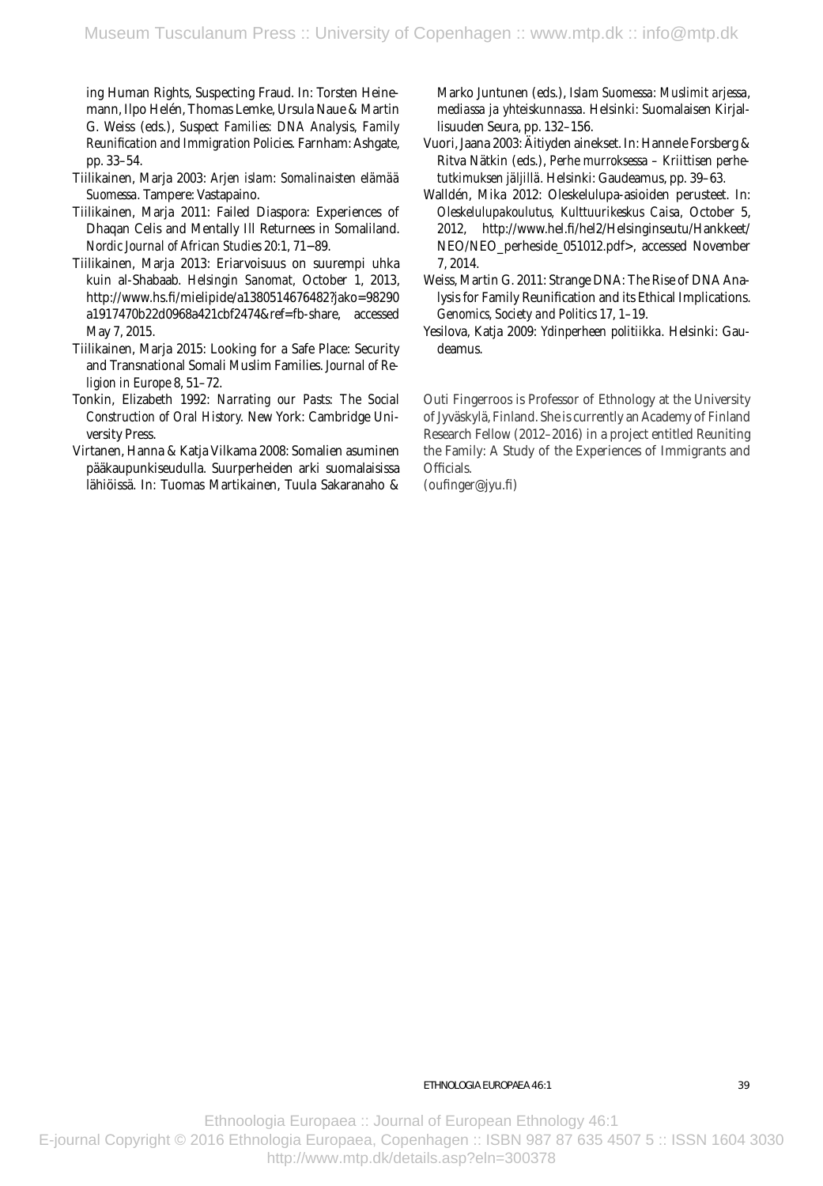ing Human Rights, Suspecting Fraud. In: Torsten Heinemann, Ilpo Helén, Thomas Lemke, Ursula Naue & Martin G. Weiss (eds.), *Suspect Families: DNA Analysis, Family Reunification and Immigration Policies*. Farnham: Ashgate, pp. 33–54.

Tiilikainen, Marja 2003: *Arjen islam: Somalinaisten elämää Suomessa*. Tampere: Vastapaino.

Tiilikainen, Marja 2011: Failed Diaspora: Experiences of Dhaqan Celis and Mentally Ill Returnees in Somaliland. *Nordic Journal of African Studies* 20:1, 71–89.

Tiilikainen, Marja 2013: Eriarvoisuus on suurempi uhka kuin al-Shabaab. *Helsingin Sanomat*, October 1, 2013, http://www.hs.fi/mielipide/a1380514676482?jako=98290a1917470b22d0968a421cbf2474&ref=fb-share, accessed May 7, 2015.

Tiilikainen, Marja 2015: Looking for a Safe Place: Security and Transnational Somali Muslim Families. *Journal of Religion in Europe* 8, 51–72.

Tonkin, Elizabeth 1992: *Narrating our Pasts: The Social Construction of Oral History*. New York: Cambridge University Press.

Virtanen, Hanna & Katja Vilkama 2008: Somalien asuminen pääkaupunkiseudulla. Suurperheiden arki suomalaisissa lähiöissä. In: Tuomas Martikainen, Tuula Sakaranaho & Marko Juntunen (eds.), *Islam Suomessa: Muslimit arjessa, mediassa ja yhteiskunnassa*. Helsinki: Suomalaisen Kirjallisuuden Seura, pp. 132–156.

Vuori, Jaana 2003: Äitiyden ainekset. In: Hannele Forsberg & Ritva Nätkin (eds.), *Perhe murroksessa – Kriittisen perhetutkimuksen jäljillä*. Helsinki: Gaudeamus, pp. 39–63.

Walldén, Mika 2012: Oleskelulupa-asioiden perusteet. In: *Oleskelulupakoulutus, Kulttuurikeskus Caisa*, October 5, 2012, http://www.hel.fi/hel2/Helsinginseutu/Hankkeet/NEO/NEO_perheside_051012.pdf>, accessed November 7, 2014.

Weiss, Martin G. 2011: Strange DNA: The Rise of DNA Analysis for Family Reunification and its Ethical Implications. *Genomics, Society and Politics* 17, 1–19.

Yesilova, Katja 2009: *Ydinperheen politiikka*. Helsinki: Gaudeamus.

Outi Fingerroos is Professor of Ethnology at the University of Jyväskylä, Finland. She is currently an Academy of Finland Research Fellow (2012–2016) in a project entitled Reuniting the Family: A Study of the Experiences of Immigrants and Officials.
(oufinger@jyu.fi)